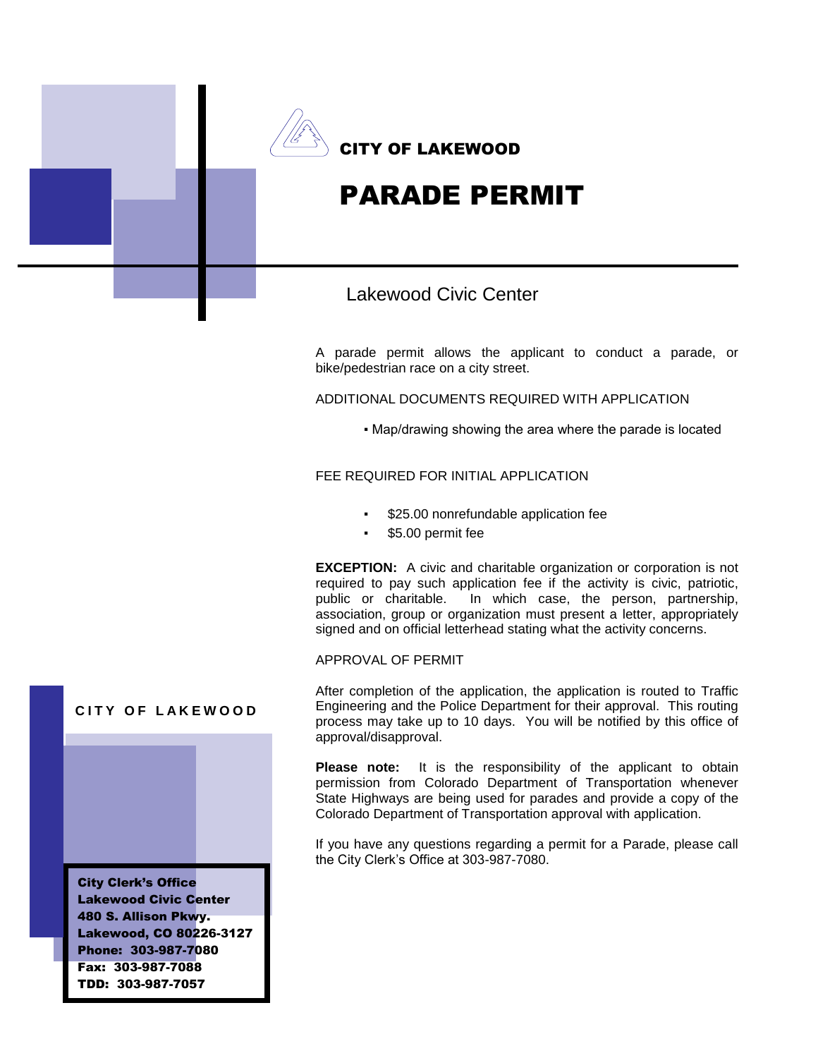CITY OF LAKEWOOD

# PARADE PERMIT

## Lakewood Civic Center

A parade permit allows the applicant to conduct a parade, or bike/pedestrian race on a city street.

ADDITIONAL DOCUMENTS REQUIRED WITH APPLICATION

- Map/drawing showing the area where the parade is located

FEE REQUIRED FOR INITIAL APPLICATION

- $25.00 nonrefundable application fee
- $5.00 permit fee

**EXCEPTION:** A civic and charitable organization or corporation is not required to pay such application fee if the activity is civic, patriotic, public or charitable. In which case, the person, partnership, association, group or organization must present a letter, appropriately signed and on official letterhead stating what the activity concerns.

APPROVAL OF PERMIT

After completion of the application, the application is routed to Traffic Engineering and the Police Department for their approval. This routing process may take up to 10 days. You will be notified by this office of approval/disapproval.

**Please note:** It is the responsibility of the applicant to obtain permission from Colorado Department of Transportation whenever State Highways are being used for parades and provide a copy of the Colorado Department of Transportation approval with application.

If you have any questions regarding a permit for a Parade, please call the City Clerk's Office at 303-987-7080.

CITY OF LAKEWOOD

**City Clerk's Office**
**Lakewood Civic Center**
**480 S. Allison Pkwy.**
**Lakewood, CO 80226-3127**
**Phone: 303-987-7080**
**Fax: 303-987-7088**
**TDD: 303-987-7057**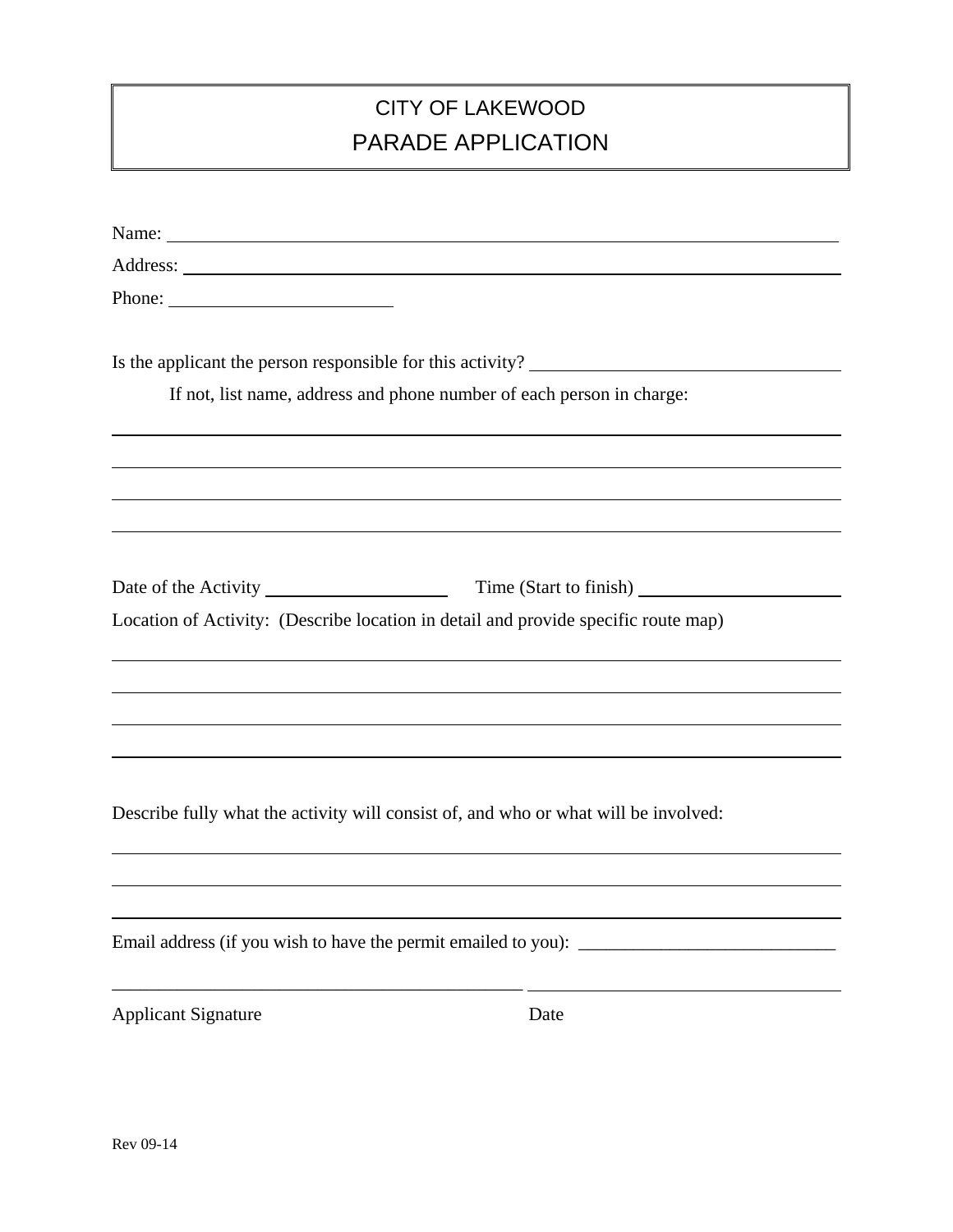# CITY OF LAKEWOOD

## PARADE APPLICATION

Name: ______________________________________________________________________

Address: ____________________________________________________________________

Phone: ________________________

Is the applicant the person responsible for this activity? _______________________________

If not, list name, address and phone number of each person in charge:

_____________________________________________________________________________

_____________________________________________________________________________

_____________________________________________________________________________

_____________________________________________________________________________

Date of the Activity ____________________ Time (Start to finish) ______________________

Location of Activity: (Describe location in detail and provide specific route map)

_____________________________________________________________________________

_____________________________________________________________________________

_____________________________________________________________________________

_____________________________________________________________________________

Describe fully what the activity will consist of, and who or what will be involved:

_____________________________________________________________________________

_____________________________________________________________________________

_____________________________________________________________________________

Email address (if you wish to have the permit emailed to you): ____________________________

_____________________________________________ _________________________________

Applicant Signature Date

Rev 09-14